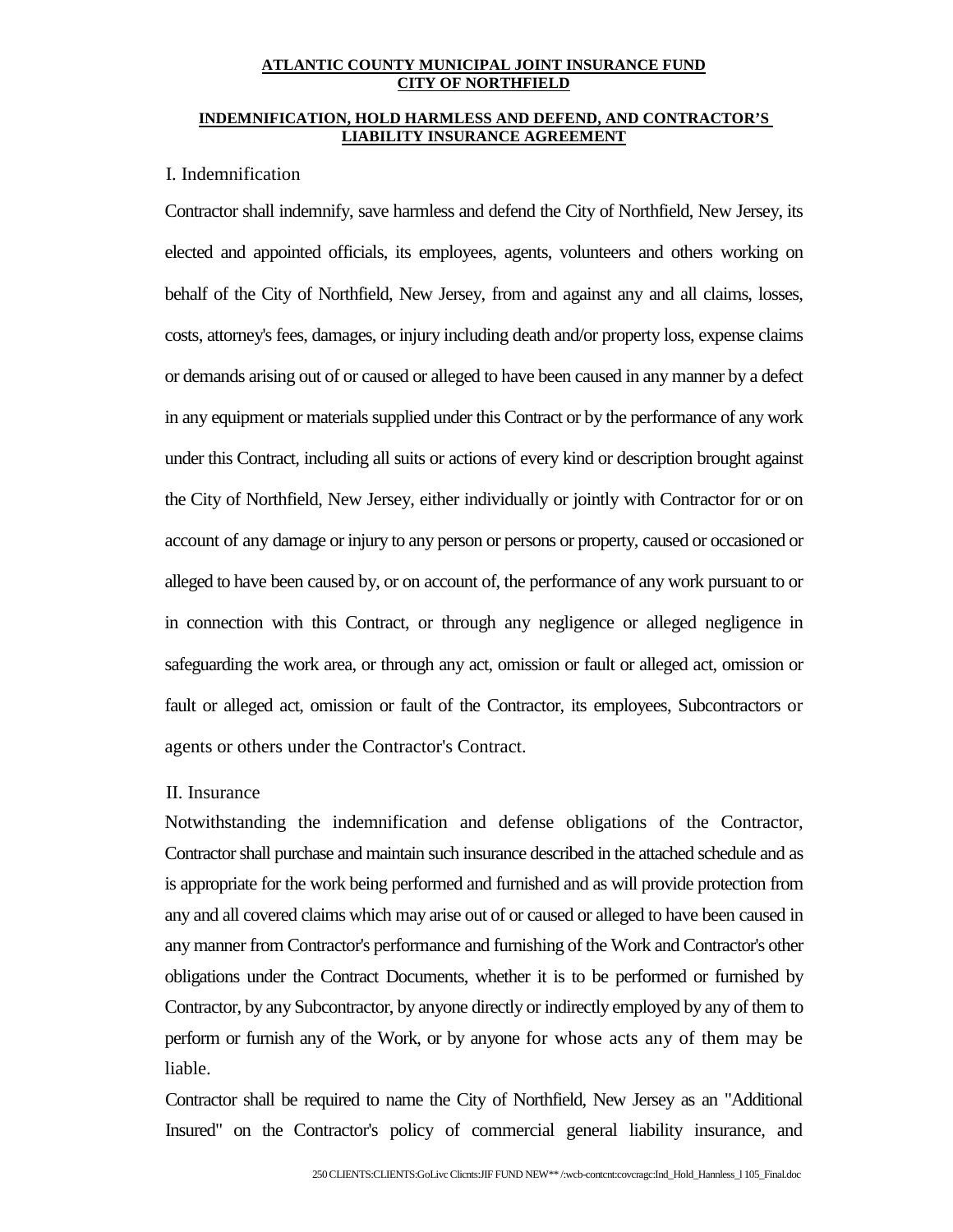**ATLANTIC COUNTY MUNICIPAL JOINT INSURANCE FUND**
**CITY OF NORTHFIELD**

**INDEMNIFICATION, HOLD HARMLESS AND DEFEND, AND CONTRACTOR'S LIABILITY INSURANCE AGREEMENT**

I. Indemnification

Contractor shall indemnify, save harmless and defend the City of Northfield, New Jersey, its elected and appointed officials, its employees, agents, volunteers and others working on behalf of the City of Northfield, New Jersey, from and against any and all claims, losses, costs, attorney's fees, damages, or injury including death and/or property loss, expense claims or demands arising out of or caused or alleged to have been caused in any manner by a defect in any equipment or materials supplied under this Contract or by the performance of any work under this Contract, including all suits or actions of every kind or description brought against the City of Northfield, New Jersey, either individually or jointly with Contractor for or on account of any damage or injury to any person or persons or property, caused or occasioned or alleged to have been caused by, or on account of, the performance of any work pursuant to or in connection with this Contract, or through any negligence or alleged negligence in safeguarding the work area, or through any act, omission or fault or alleged act, omission or fault or alleged act, omission or fault of the Contractor, its employees, Subcontractors or agents or others under the Contractor's Contract.

II. Insurance

Notwithstanding the indemnification and defense obligations of the Contractor, Contractor shall purchase and maintain such insurance described in the attached schedule and as is appropriate for the work being performed and furnished and as will provide protection from any and all covered claims which may arise out of or caused or alleged to have been caused in any manner from Contractor's performance and furnishing of the Work and Contractor's other obligations under the Contract Documents, whether it is to be performed or furnished by Contractor, by any Subcontractor, by anyone directly or indirectly employed by any of them to perform or furnish any of the Work, or by anyone for whose acts any of them may be liable.

Contractor shall be required to name the City of Northfield, New Jersey as an "Additional Insured" on the Contractor's policy of commercial general liability insurance, and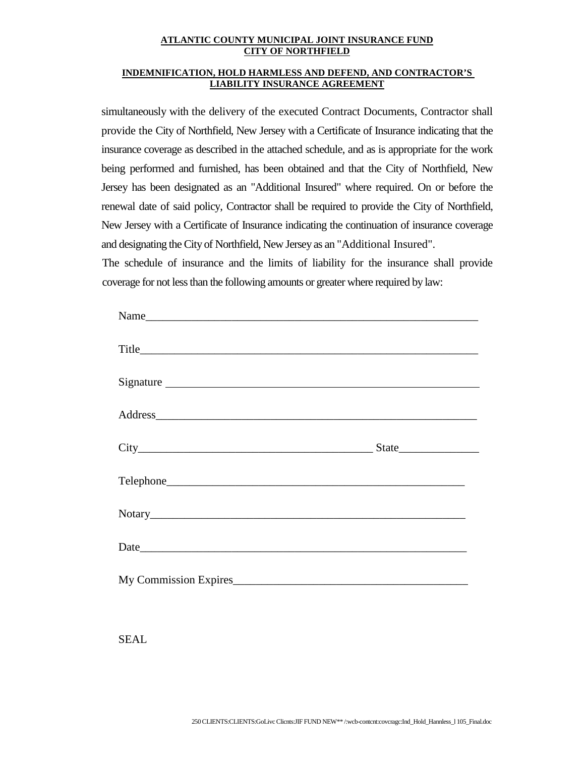**ATLANTIC COUNTY MUNICIPAL JOINT INSURANCE FUND**
**CITY OF NORTHFIELD**

**INDEMNIFICATION, HOLD HARMLESS AND DEFEND, AND CONTRACTOR'S LIABILITY INSURANCE AGREEMENT**

simultaneously with the delivery of the executed Contract Documents, Contractor shall provide the City of Northfield, New Jersey with a Certificate of Insurance indicating that the insurance coverage as described in the attached schedule, and as is appropriate for the work being performed and furnished, has been obtained and that the City of Northfield, New Jersey has been designated as an "Additional Insured" where required. On or before the renewal date of said policy, Contractor shall be required to provide the City of Northfield, New Jersey with a Certificate of Insurance indicating the continuation of insurance coverage and designating the City of Northfield, New Jersey as an "Additional Insured".

The schedule of insurance and the limits of liability for the insurance shall provide coverage for not less than the following amounts or greater where required by law:

Name_______________________________________________________________

Title_______________________________________________________________

Signature ___________________________________________________________

Address_____________________________________________________________

City_____________________________________________ State______________

Telephone___________________________________________________________

Notary______________________________________________________________

Date________________________________________________________________

My Commission Expires_______________________________________________

SEAL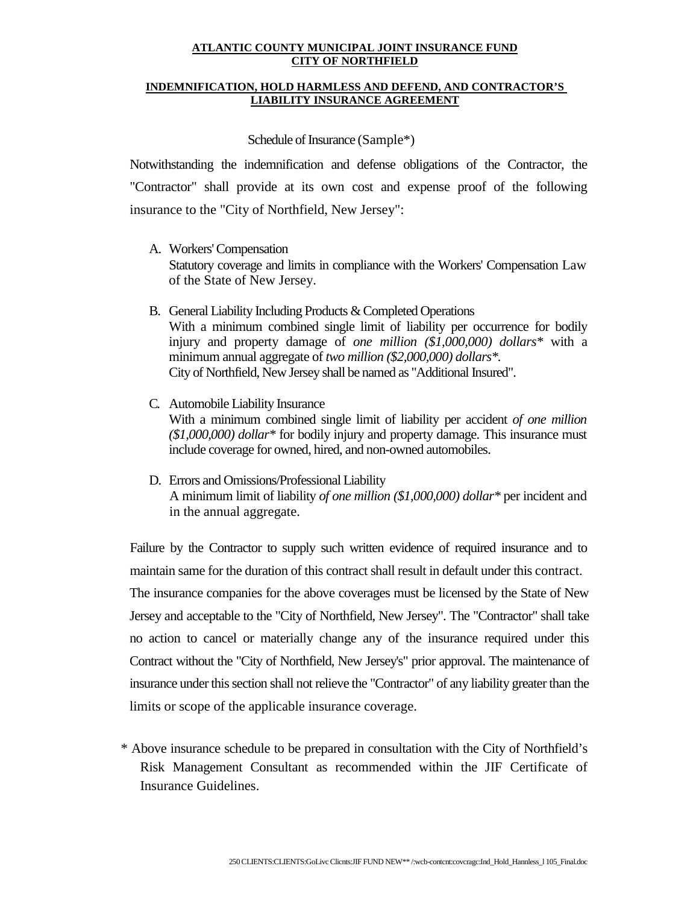**ATLANTIC COUNTY MUNICIPAL JOINT INSURANCE FUND**
**CITY OF NORTHFIELD**

**INDEMNIFICATION, HOLD HARMLESS AND DEFEND, AND CONTRACTOR'S LIABILITY INSURANCE AGREEMENT**

Schedule of Insurance (Sample*)

Notwithstanding the indemnification and defense obligations of the Contractor, the "Contractor" shall provide at its own cost and expense proof of the following insurance to the "City of Northfield, New Jersey":

A. Workers' Compensation
   Statutory coverage and limits in compliance with the Workers' Compensation Law of the State of New Jersey.

B. General Liability Including Products & Completed Operations
   With a minimum combined single limit of liability per occurrence for bodily injury and property damage of *one million ($1,000,000) dollars** with a minimum annual aggregate of *two million ($2,000,000) dollars**.
   City of Northfield, New Jersey shall be named as "Additional Insured".

C. Automobile Liability Insurance
   With a minimum combined single limit of liability per accident *of one million ($1,000,000) dollar** for bodily injury and property damage. This insurance must include coverage for owned, hired, and non-owned automobiles.

D. Errors and Omissions/Professional Liability
   A minimum limit of liability *of one million ($1,000,000) dollar** per incident and in the annual aggregate.

Failure by the Contractor to supply such written evidence of required insurance and to maintain same for the duration of this contract shall result in default under this contract. The insurance companies for the above coverages must be licensed by the State of New Jersey and acceptable to the "City of Northfield, New Jersey". The "Contractor" shall take no action to cancel or materially change any of the insurance required under this Contract without the "City of Northfield, New Jersey's" prior approval. The maintenance of insurance under this section shall not relieve the "Contractor" of any liability greater than the limits or scope of the applicable insurance coverage.

\* Above insurance schedule to be prepared in consultation with the City of Northfield's Risk Management Consultant as recommended within the JIF Certificate of Insurance Guidelines.